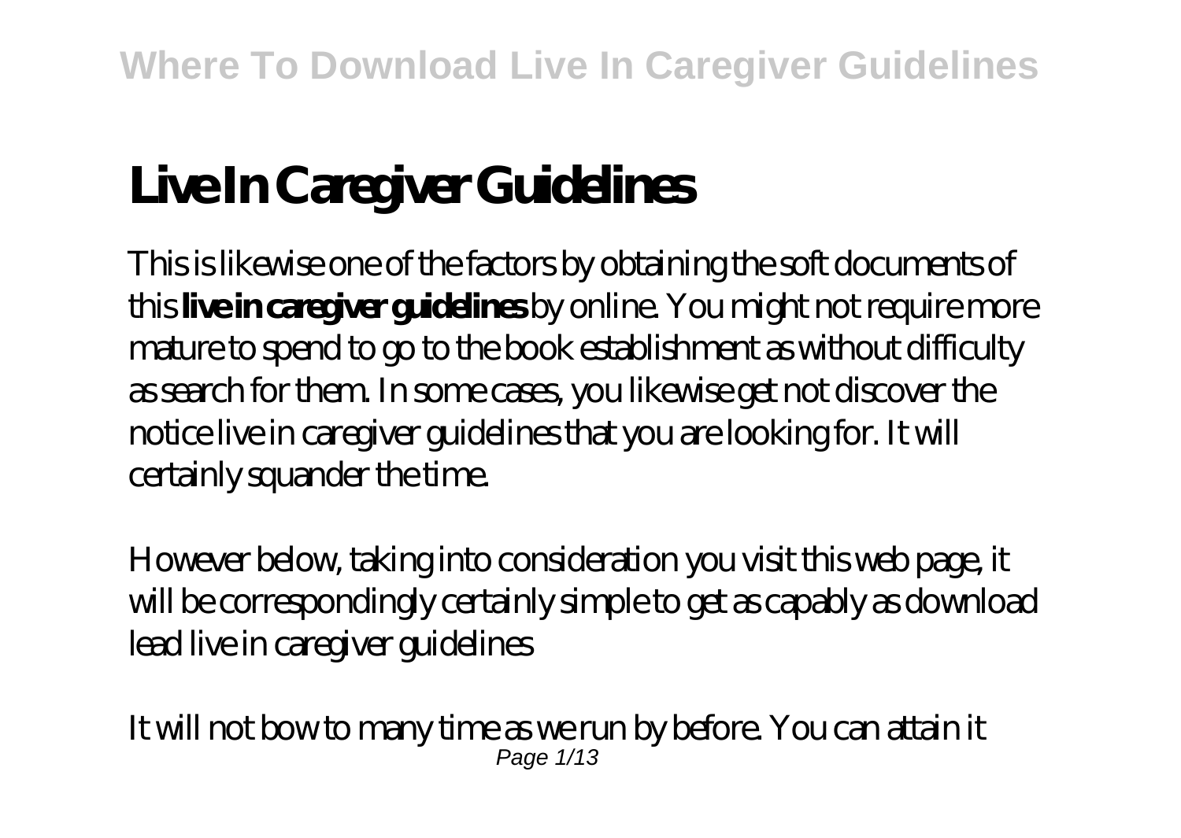# Live In Caregiver Guidelines

This is likewise one of the factors by obtaining the soft documents of this **live in caregiver guidelines** by online. You might not require more mature to spend to go to the book establishment as without difficulty as search for them. In some cases, you likewise get not discover the notice live in caregiver guidelines that you are looking for. It will certainly squander the time.

However below, taking into consideration you visit this web page, it will be correspondingly certainly simple to get as capably as download lead live in caregiver guidelines

It will not bow to many time as we run by before. You can attain it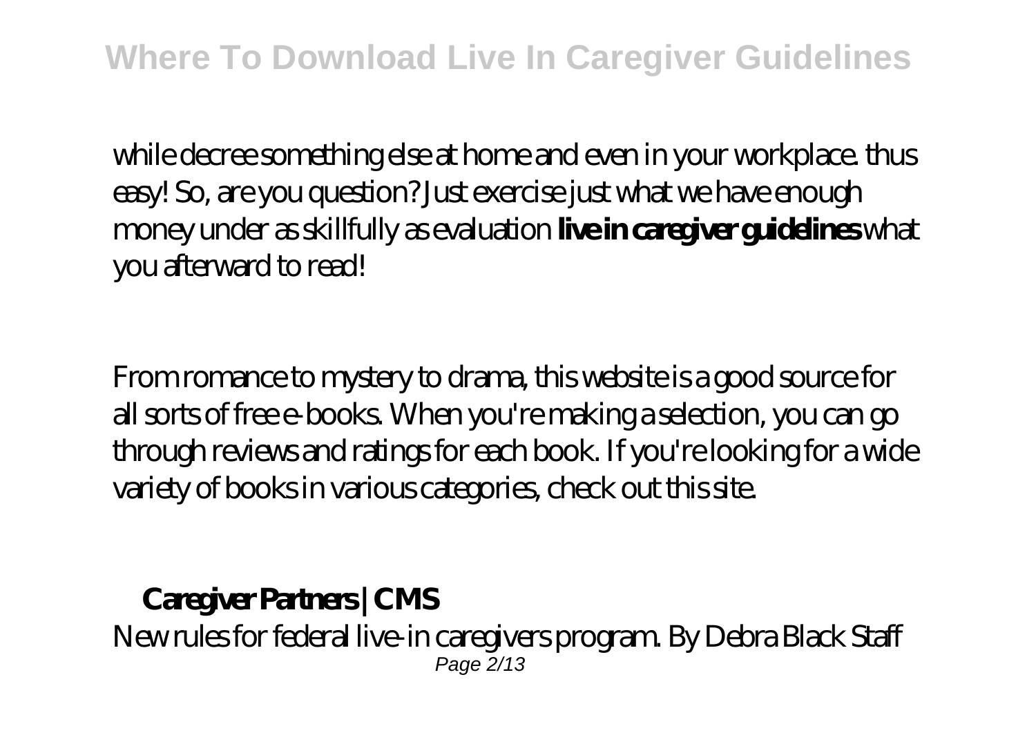while decree something else at home and even in your workplace. thus easy! So, are you question? Just exercise just what we have enough money under as skillfully as evaluation **live in caregiver guidelines** what you afterward to read!

From romance to mystery to drama, this website is a good source for all sorts of free e-books. When you're making a selection, you can go through reviews and ratings for each book. If you're looking for a wide variety of books in various categories, check out this site.

## Caregiver Partners | CMS

New rules for federal live-in caregivers program. By Debra Black Staff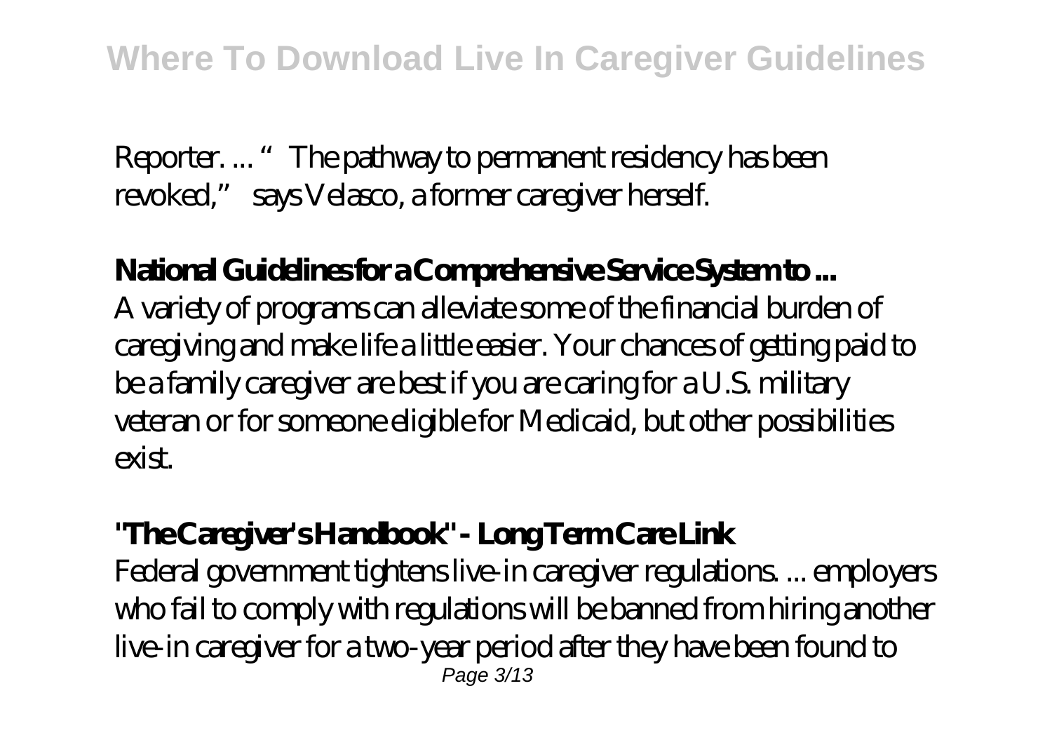Reporter. ... "The pathway to permanent residency has been revoked," says Velasco, a former caregiver herself.

**National Guidelines for a Comprehensive Service System to ...**

A variety of programs can alleviate some of the financial burden of caregiving and make life a little easier. Your chances of getting paid to be a family caregiver are best if you are caring for a U.S. military veteran or for someone eligible for Medicaid, but other possibilities exist.

**"The Caregiver's Handbook" - Long Term Care Link**

Federal government tightens live-in caregiver regulations. ... employers who fail to comply with regulations will be banned from hiring another live-in caregiver for a two-year period after they have been found to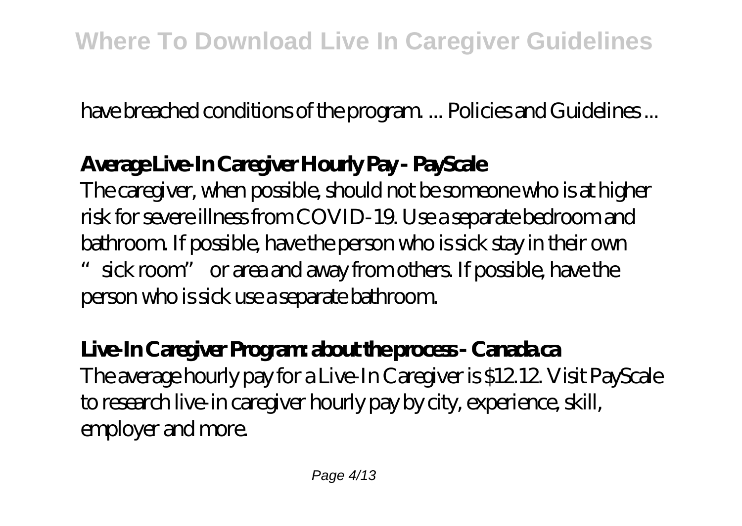have breached conditions of the program. ... Policies and Guidelines ...

**Average Live-In Caregiver Hourly Pay - PayScale**

The caregiver, when possible, should not be someone who is at higher risk for severe illness from COVID-19. Use a separate bedroom and bathroom. If possible, have the person who is sick stay in their own "sick room" or area and away from others. If possible, have the person who is sick use a separate bathroom.

**Live-In Caregiver Program: about the process - Canada.ca**

The average hourly pay for a Live-In Caregiver is $12.12. Visit PayScale to research live-in caregiver hourly pay by city, experience, skill, employer and more.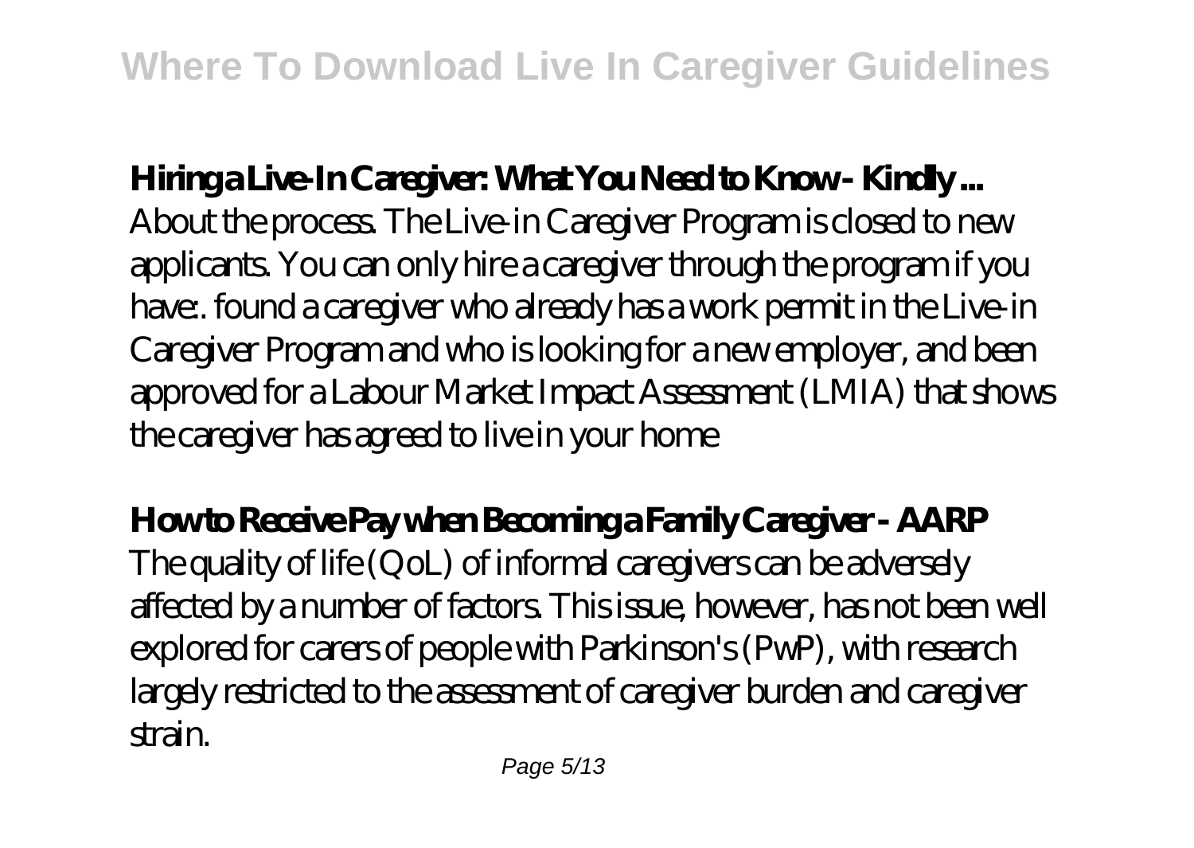**Hiring a Live-In Caregiver: What You Need to Know - Kindly ...**

About the process. The Live-in Caregiver Program is closed to new applicants. You can only hire a caregiver through the program if you have:. found a caregiver who already has a work permit in the Live-in Caregiver Program and who is looking for a new employer, and been approved for a Labour Market Impact Assessment (LMIA) that shows the caregiver has agreed to live in your home

**How to Receive Pay when Becoming a Family Caregiver - AARP**

The quality of life (QoL) of informal caregivers can be adversely affected by a number of factors. This issue, however, has not been well explored for carers of people with Parkinson's (PwP), with research largely restricted to the assessment of caregiver burden and caregiver strain.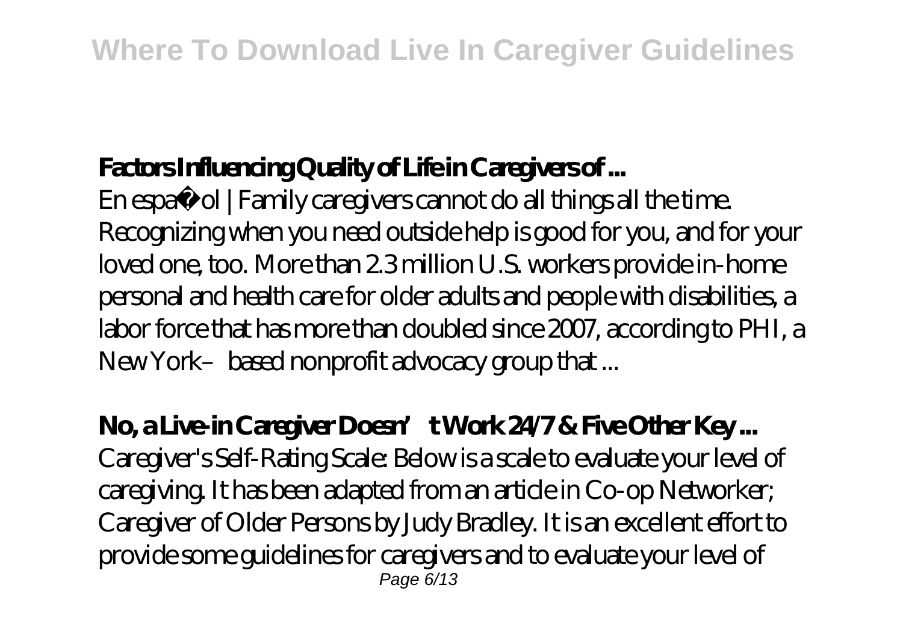## Factors Influencing Quality of Life in Caregivers of ...

En español | Family caregivers cannot do all things all the time. Recognizing when you need outside help is good for you, and for your loved one, too. More than 2.3 million U.S. workers provide in-home personal and health care for older adults and people with disabilities, a labor force that has more than doubled since 2007, according to PHI, a New York–based nonprofit advocacy group that ...

## No, a Live-in Caregiver Doesn't Work 24/7 & Five Other Key ...

Caregiver's Self-Rating Scale: Below is a scale to evaluate your level of caregiving. It has been adapted from an article in Co-op Networker; Caregiver of Older Persons by Judy Bradley. It is an excellent effort to provide some guidelines for caregivers and to evaluate your level of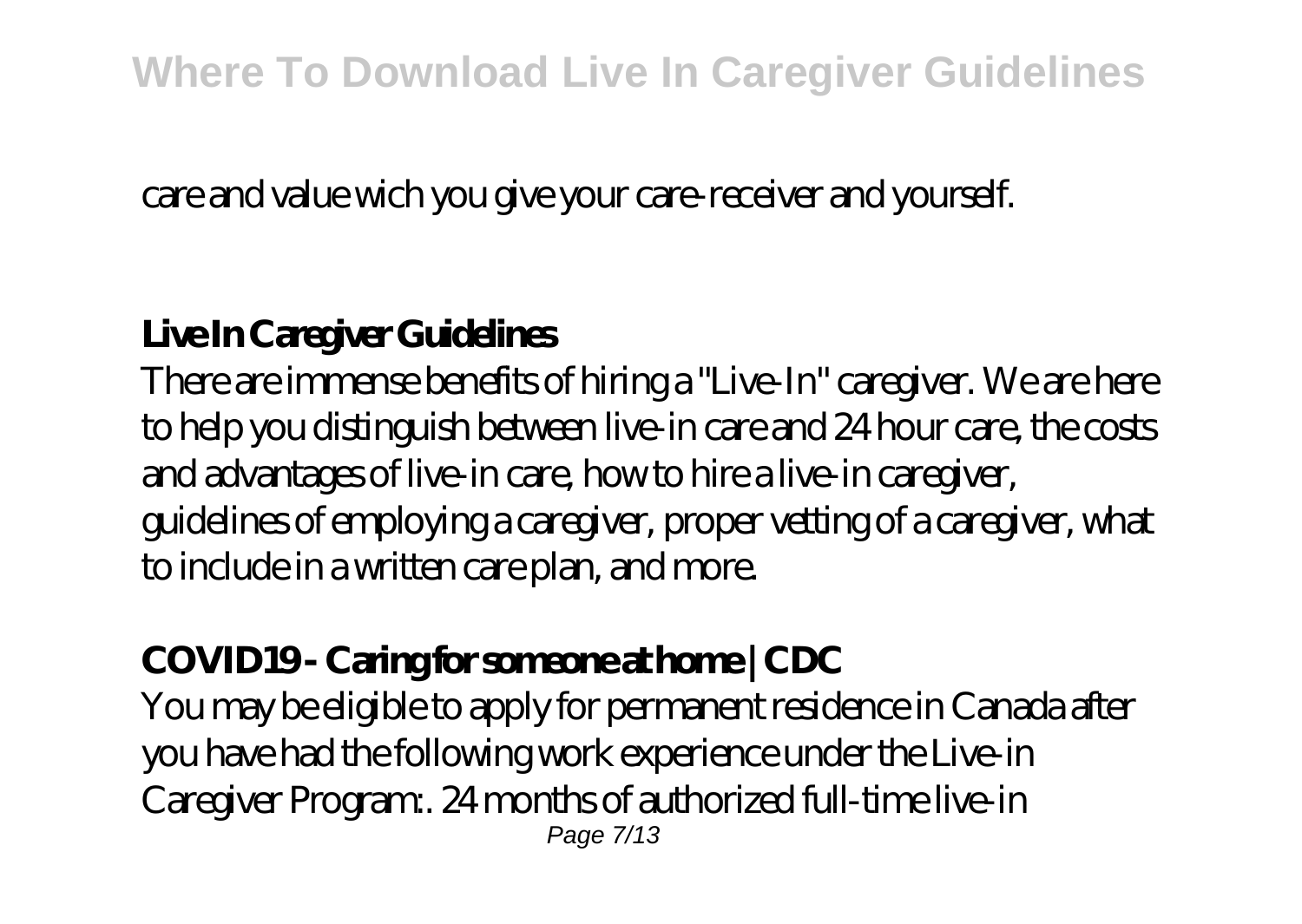care and value wich you give your care-receiver and yourself.

## Live In Caregiver Guidelines

There are immense benefits of hiring a "Live-In" caregiver. We are here to help you distinguish between live-in care and 24 hour care, the costs and advantages of live-in care, how to hire a live-in caregiver, guidelines of employing a caregiver, proper vetting of a caregiver, what to include in a written care plan, and more.

## COVID19 - Caring for someone at home | CDC

You may be eligible to apply for permanent residence in Canada after you have had the following work experience under the Live-in Caregiver Program:. 24 months of authorized full-time live-in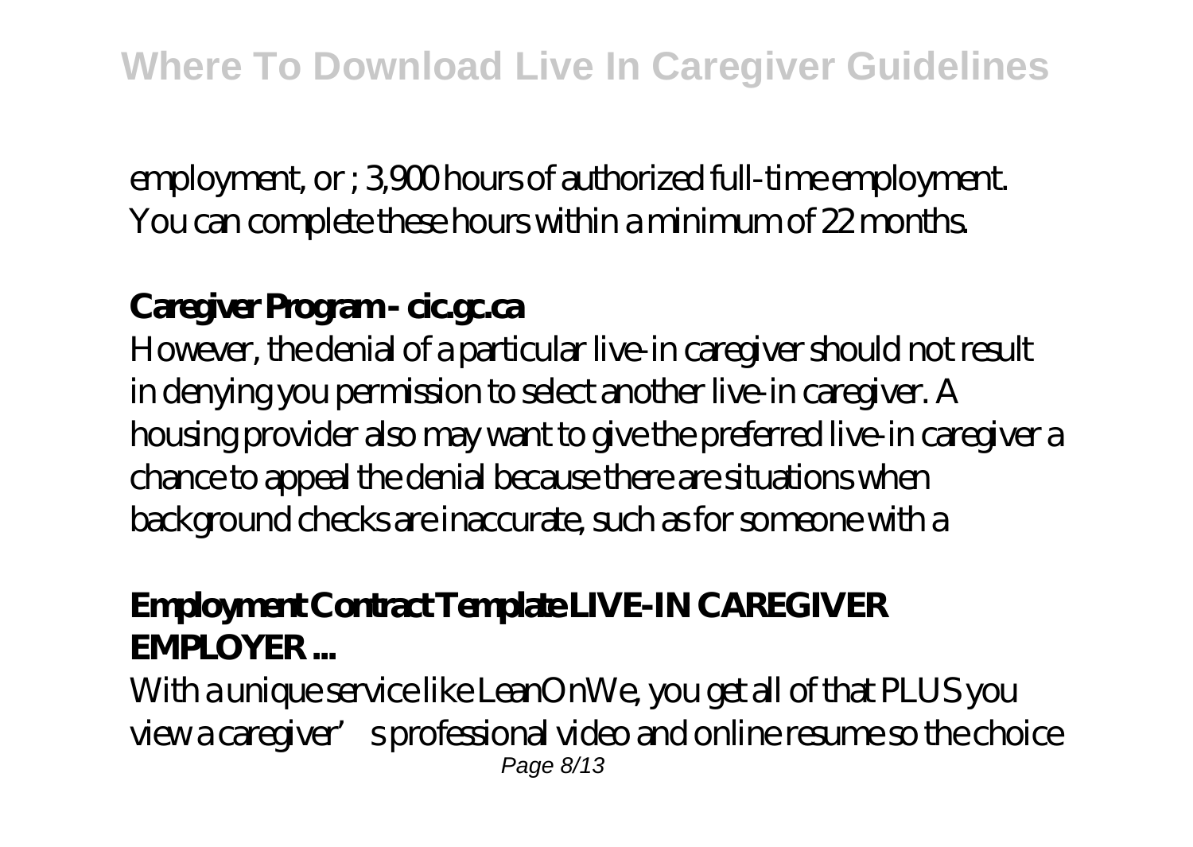employment, or ; 3,900 hours of authorized full-time employment. You can complete these hours within a minimum of 22 months.

**Caregiver Program - cic.gc.ca**

However, the denial of a particular live-in caregiver should not result in denying you permission to select another live-in caregiver. A housing provider also may want to give the preferred live-in caregiver a chance to appeal the denial because there are situations when background checks are inaccurate, such as for someone with a

**Employment Contract Template LIVE-IN CAREGIVER EMPLOYER ...**

With a unique service like LeanOnWe, you get all of that PLUS you view a caregiver's professional video and online resume so the choice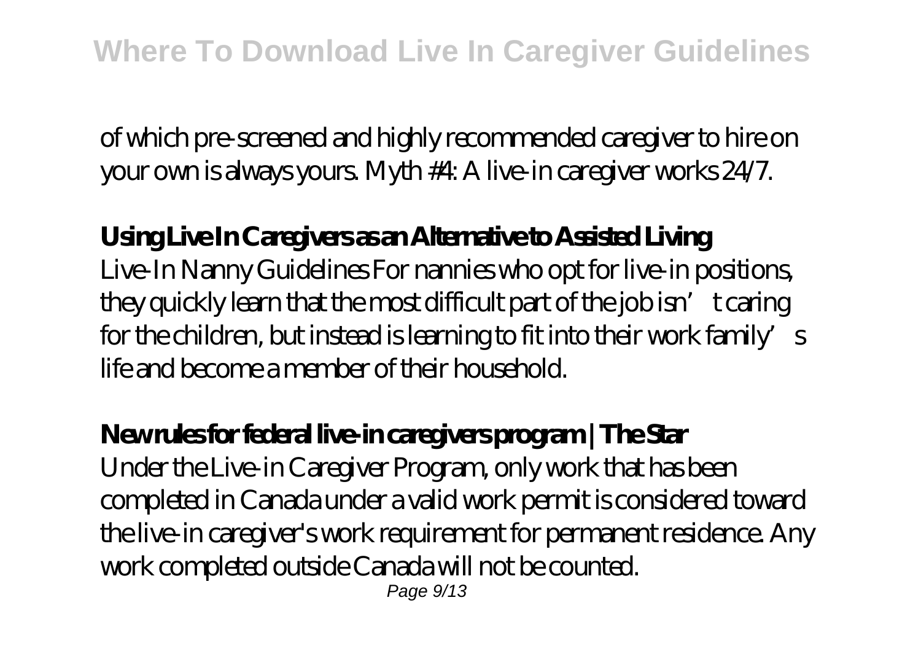of which pre-screened and highly recommended caregiver to hire on your own is always yours. Myth #4: A live-in caregiver works 24/7.

**Using Live In Caregivers as an Alternative to Assisted Living**

Live-In Nanny Guidelines For nannies who opt for live-in positions, they quickly learn that the most difficult part of the job isn't caring for the children, but instead is learning to fit into their work family's life and become a member of their household.

**New rules for federal live-in caregivers program | The Star**

Under the Live-in Caregiver Program, only work that has been completed in Canada under a valid work permit is considered toward the live-in caregiver's work requirement for permanent residence. Any work completed outside Canada will not be counted.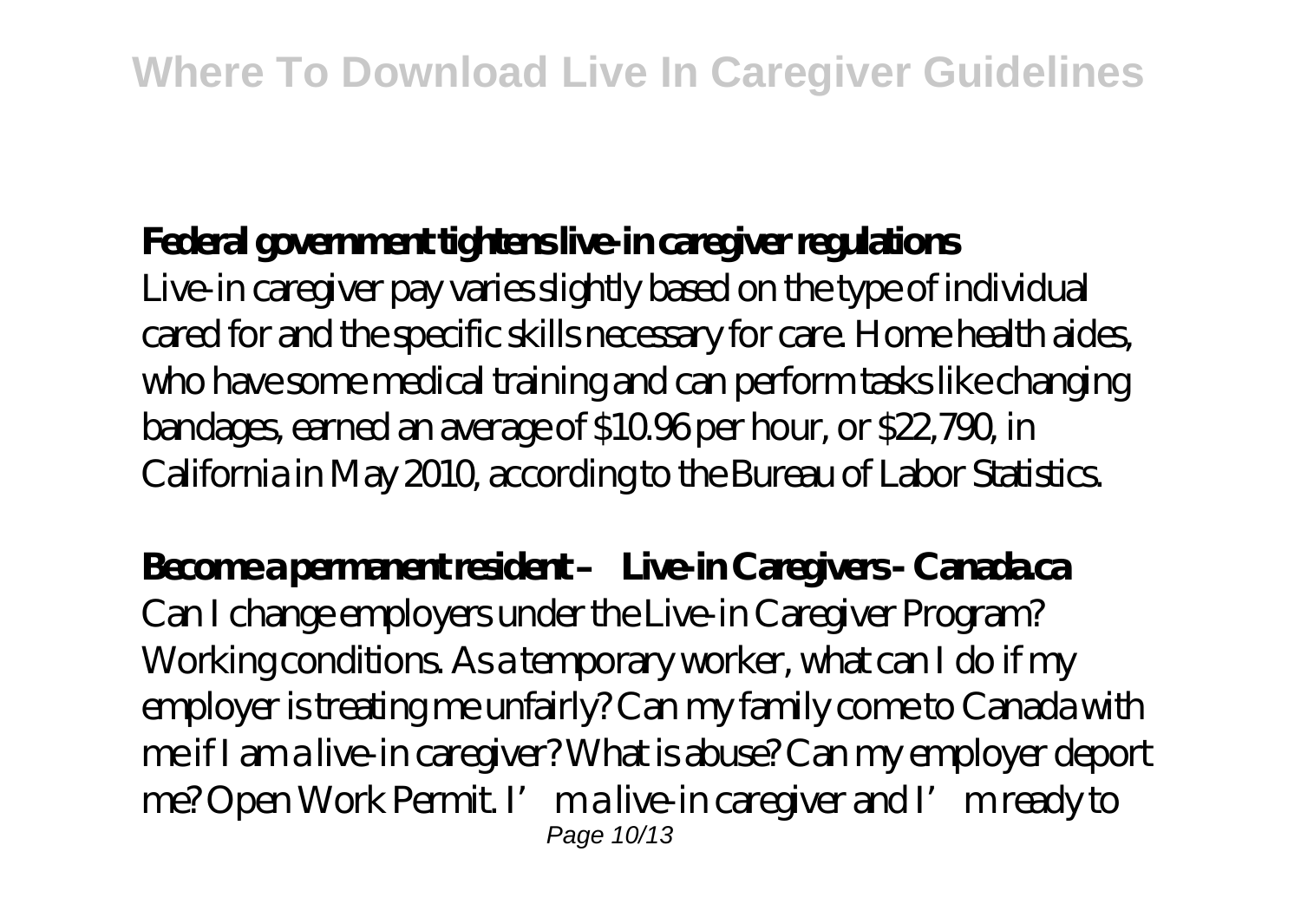**Federal government tightens live-in caregiver regulations**

Live-in caregiver pay varies slightly based on the type of individual cared for and the specific skills necessary for care. Home health aides, who have some medical training and can perform tasks like changing bandages, earned an average of $10.96 per hour, or $22,790, in California in May 2010, according to the Bureau of Labor Statistics.

**Become a permanent resident – Live-in Caregivers - Canada.ca**

Can I change employers under the Live-in Caregiver Program? Working conditions. As a temporary worker, what can I do if my employer is treating me unfairly? Can my family come to Canada with me if I am a live-in caregiver? What is abuse? Can my employer deport me? Open Work Permit. I'm a live-in caregiver and I'm ready to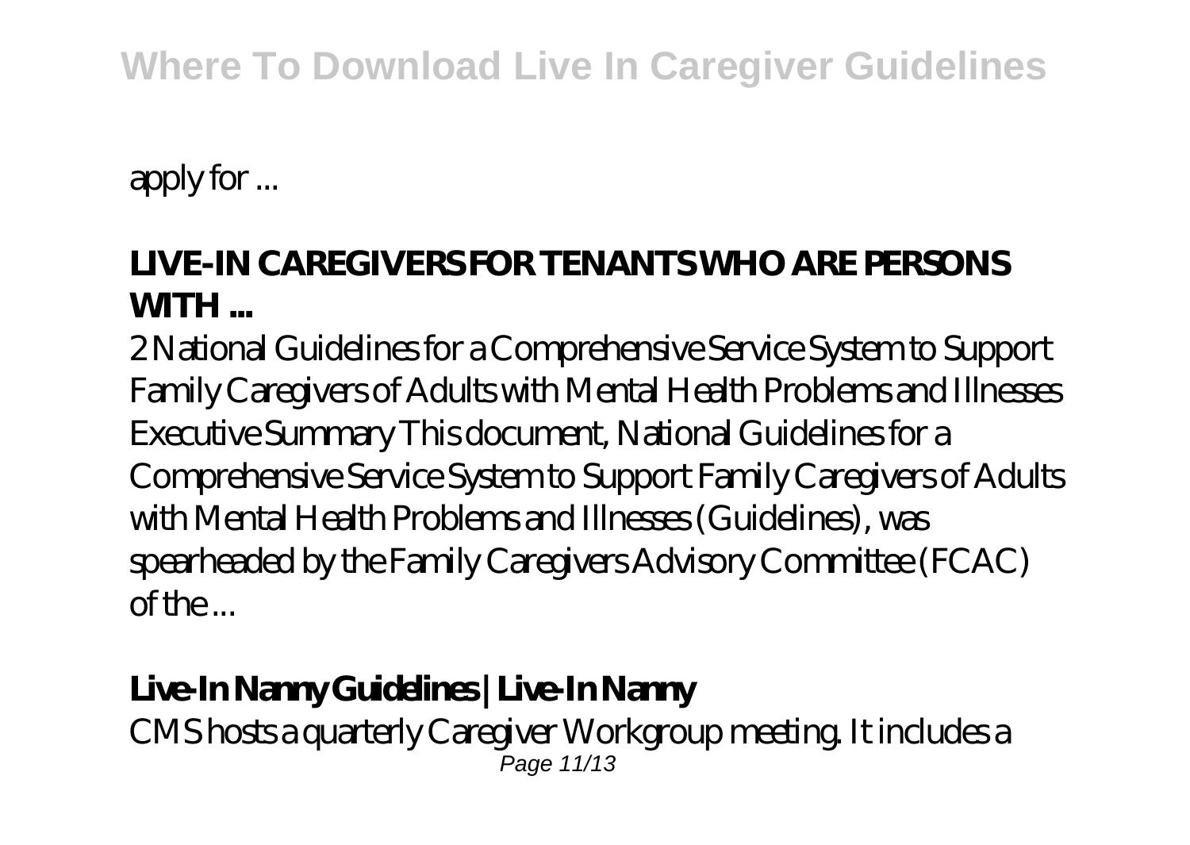apply for ...

**LIVE-IN CAREGIVERS FOR TENANTS WHO ARE PERSONS WITH ...**

2 National Guidelines for a Comprehensive Service System to Support Family Caregivers of Adults with Mental Health Problems and Illnesses Executive Summary This document, National Guidelines for a Comprehensive Service System to Support Family Caregivers of Adults with Mental Health Problems and Illnesses (Guidelines), was spearheaded by the Family Caregivers Advisory Committee (FCAC) of the ...

**Live-In Nanny Guidelines | Live-In Nanny**

CMS hosts a quarterly Caregiver Workgroup meeting. It includes a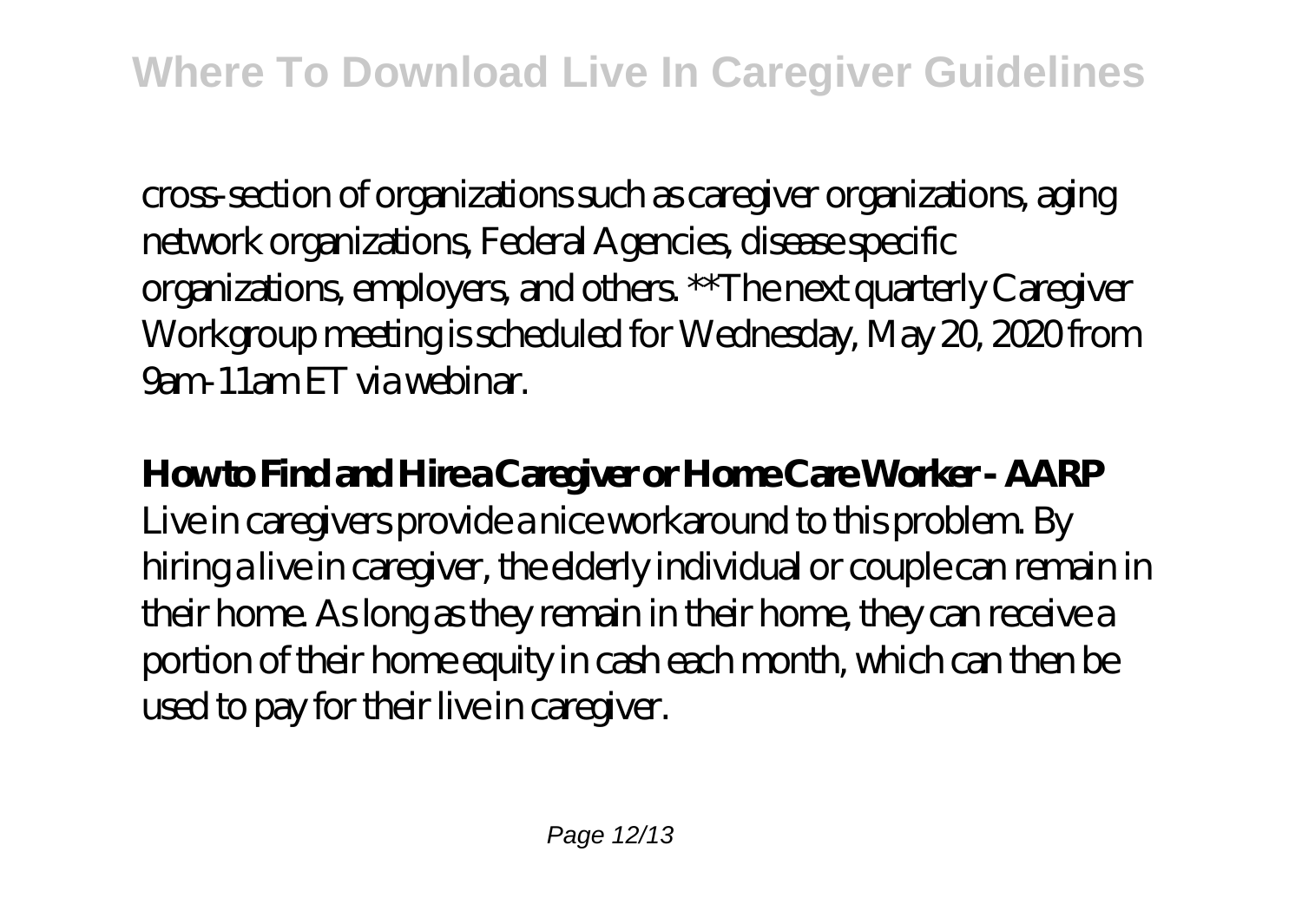cross-section of organizations such as caregiver organizations, aging network organizations, Federal Agencies, disease specific organizations, employers, and others. **The next quarterly Caregiver Workgroup meeting is scheduled for Wednesday, May 20, 2020 from 9am-11am ET via webinar.

**How to Find and Hire a Caregiver or Home Care Worker - AARP**

Live in caregivers provide a nice workaround to this problem. By hiring a live in caregiver, the elderly individual or couple can remain in their home. As long as they remain in their home, they can receive a portion of their home equity in cash each month, which can then be used to pay for their live in caregiver.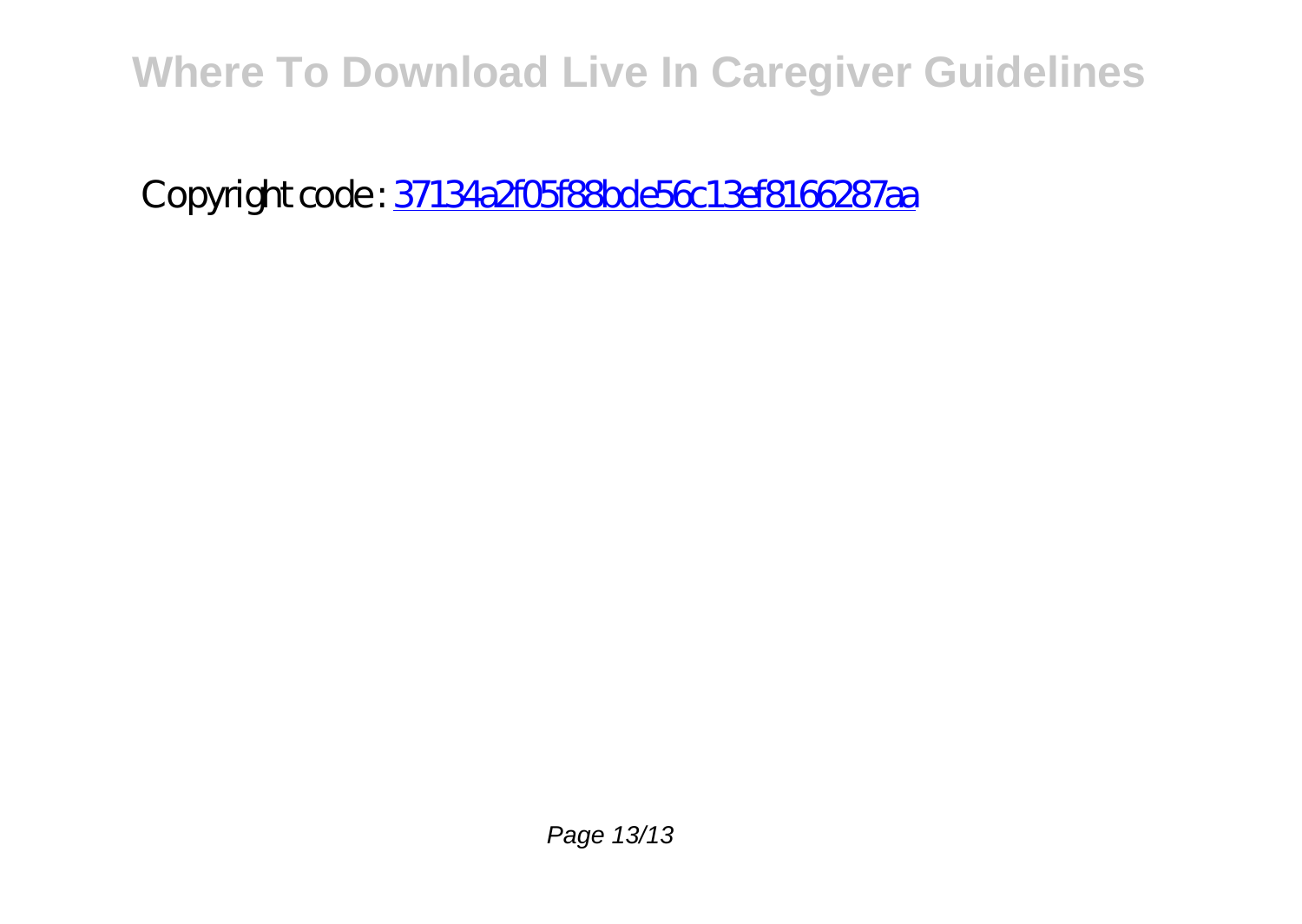Copyright code : [37134a2f05f88bde56c13ef8166287aa](37134a2f05f88bde56c13ef8166287aa)